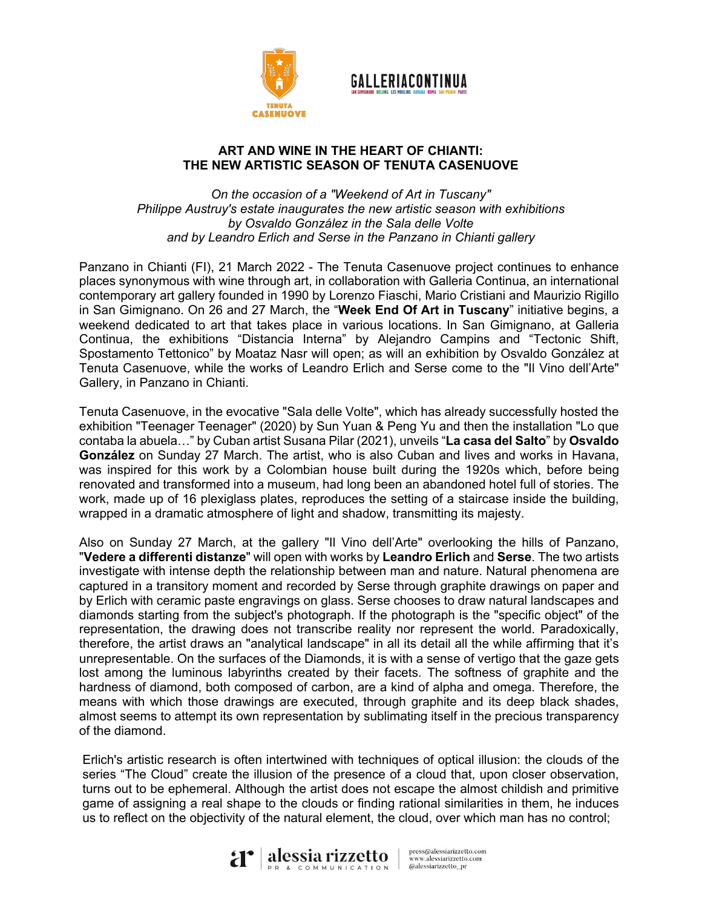TENUTA CASENUOVE

GALLERIACONTINUA
SAN GIMIGNANO BEIJING LES MOULINS HABANA ROMA SAO PAULO PARIS

# ART AND WINE IN THE HEART OF CHIANTI: THE NEW ARTISTIC SEASON OF TENUTA CASENUOVE

*On the occasion of a "Weekend of Art in Tuscany"*
*Philippe Austruy's estate inaugurates the new artistic season with exhibitions by Osvaldo González in the Sala delle Volte*
*and by Leandro Erlich and Serse in the Panzano in Chianti gallery*

Panzano in Chianti (FI), 21 March 2022 - The Tenuta Casenuove project continues to enhance places synonymous with wine through art, in collaboration with Galleria Continua, an international contemporary art gallery founded in 1990 by Lorenzo Fiaschi, Mario Cristiani and Maurizio Rigillo in San Gimignano. On 26 and 27 March, the "**Week End Of Art in Tuscany**" initiative begins, a weekend dedicated to art that takes place in various locations. In San Gimignano, at Galleria Continua, the exhibitions "Distancia Interna" by Alejandro Campins and "Tectonic Shift, Spostamento Tettonico" by Moataz Nasr will open; as will an exhibition by Osvaldo González at Tenuta Casenuove, while the works of Leandro Erlich and Serse come to the "Il Vino dell'Arte" Gallery, in Panzano in Chianti.

Tenuta Casenuove, in the evocative "Sala delle Volte", which has already successfully hosted the exhibition "Teenager Teenager" (2020) by Sun Yuan & Peng Yu and then the installation "Lo que contaba la abuela…" by Cuban artist Susana Pilar (2021), unveils "**La casa del Salto**" by **Osvaldo González** on Sunday 27 March. The artist, who is also Cuban and lives and works in Havana, was inspired for this work by a Colombian house built during the 1920s which, before being renovated and transformed into a museum, had long been an abandoned hotel full of stories. The work, made up of 16 plexiglass plates, reproduces the setting of a staircase inside the building, wrapped in a dramatic atmosphere of light and shadow, transmitting its majesty.

Also on Sunday 27 March, at the gallery "Il Vino dell'Arte" overlooking the hills of Panzano, "**Vedere a differenti distanze**" will open with works by **Leandro Erlich** and **Serse**. The two artists investigate with intense depth the relationship between man and nature. Natural phenomena are captured in a transitory moment and recorded by Serse through graphite drawings on paper and by Erlich with ceramic paste engravings on glass. Serse chooses to draw natural landscapes and diamonds starting from the subject's photograph. If the photograph is the "specific object" of the representation, the drawing does not transcribe reality nor represent the world. Paradoxically, therefore, the artist draws an "analytical landscape" in all its detail all the while affirming that it's unrepresentable. On the surfaces of the Diamonds, it is with a sense of vertigo that the gaze gets lost among the luminous labyrinths created by their facets. The softness of graphite and the hardness of diamond, both composed of carbon, are a kind of alpha and omega. Therefore, the means with which those drawings are executed, through graphite and its deep black shades, almost seems to attempt its own representation by sublimating itself in the precious transparency of the diamond.

Erlich's artistic research is often intertwined with techniques of optical illusion: the clouds of the series "The Cloud" create the illusion of the presence of a cloud that, upon closer observation, turns out to be ephemeral. Although the artist does not escape the almost childish and primitive game of assigning a real shape to the clouds or finding rational similarities in them, he induces us to reflect on the objectivity of the natural element, the cloud, over which man has no control;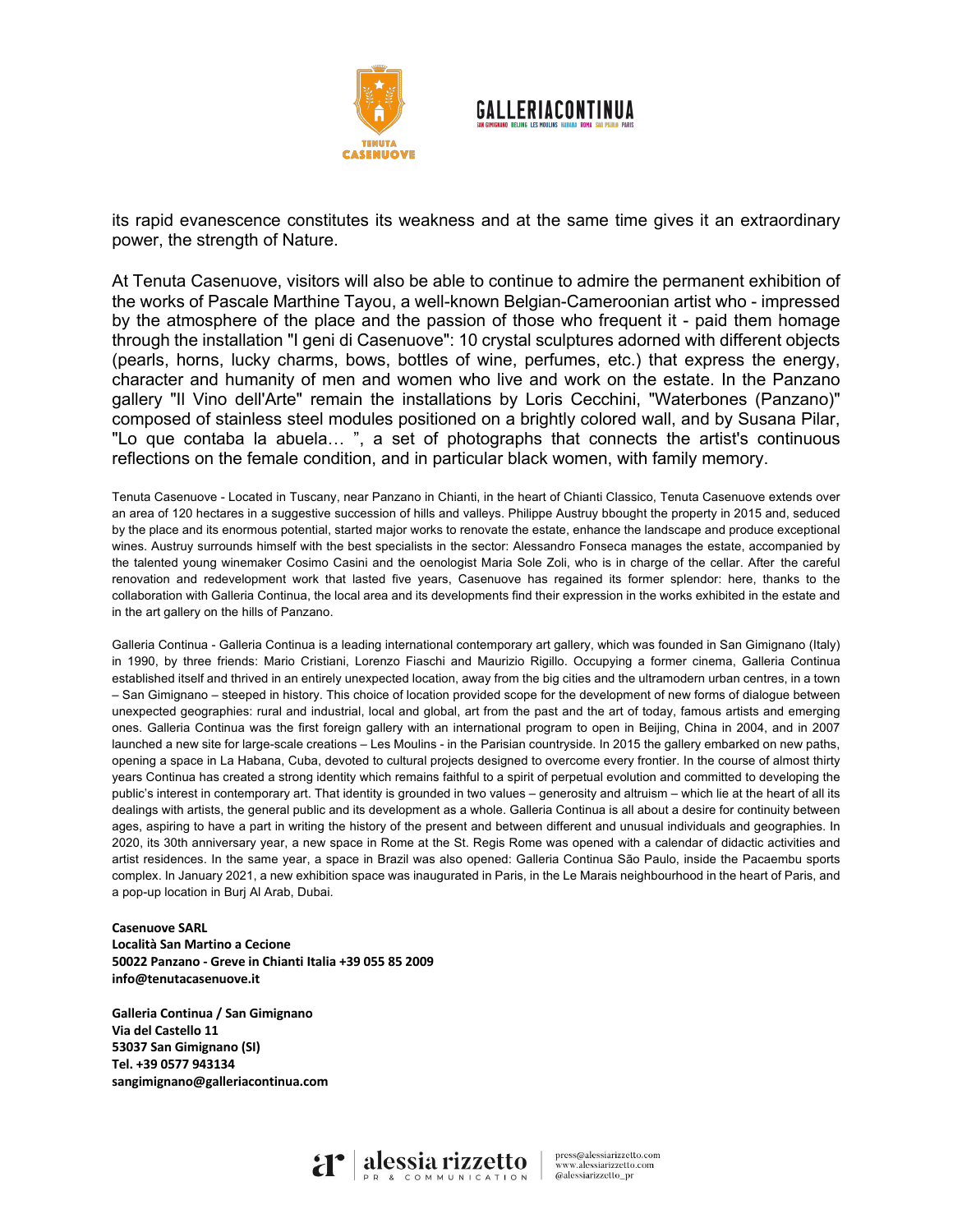its rapid evanescence constitutes its weakness and at the same time gives it an extraordinary power, the strength of Nature.

At Tenuta Casenuove, visitors will also be able to continue to admire the permanent exhibition of the works of Pascale Marthine Tayou, a well-known Belgian-Cameroonian artist who - impressed by the atmosphere of the place and the passion of those who frequent it - paid them homage through the installation "I geni di Casenuove": 10 crystal sculptures adorned with different objects (pearls, horns, lucky charms, bows, bottles of wine, perfumes, etc.) that express the energy, character and humanity of men and women who live and work on the estate. In the Panzano gallery "Il Vino dell'Arte" remain the installations by Loris Cecchini, "Waterbones (Panzano)" composed of stainless steel modules positioned on a brightly colored wall, and by Susana Pilar, "Lo que contaba la abuela… ", a set of photographs that connects the artist's continuous reflections on the female condition, and in particular black women, with family memory.

Tenuta Casenuove - Located in Tuscany, near Panzano in Chianti, in the heart of Chianti Classico, Tenuta Casenuove extends over an area of 120 hectares in a suggestive succession of hills and valleys. Philippe Austruy bbought the property in 2015 and, seduced by the place and its enormous potential, started major works to renovate the estate, enhance the landscape and produce exceptional wines. Austruy surrounds himself with the best specialists in the sector: Alessandro Fonseca manages the estate, accompanied by the talented young winemaker Cosimo Casini and the oenologist Maria Sole Zoli, who is in charge of the cellar. After the careful renovation and redevelopment work that lasted five years, Casenuove has regained its former splendor: here, thanks to the collaboration with Galleria Continua, the local area and its developments find their expression in the works exhibited in the estate and in the art gallery on the hills of Panzano.

Galleria Continua - Galleria Continua is a leading international contemporary art gallery, which was founded in San Gimignano (Italy) in 1990, by three friends: Mario Cristiani, Lorenzo Fiaschi and Maurizio Rigillo. Occupying a former cinema, Galleria Continua established itself and thrived in an entirely unexpected location, away from the big cities and the ultramodern urban centres, in a town – San Gimignano – steeped in history. This choice of location provided scope for the development of new forms of dialogue between unexpected geographies: rural and industrial, local and global, art from the past and the art of today, famous artists and emerging ones. Galleria Continua was the first foreign gallery with an international program to open in Beijing, China in 2004, and in 2007 launched a new site for large-scale creations – Les Moulins - in the Parisian countryside. In 2015 the gallery embarked on new paths, opening a space in La Habana, Cuba, devoted to cultural projects designed to overcome every frontier. In the course of almost thirty years Continua has created a strong identity which remains faithful to a spirit of perpetual evolution and committed to developing the public's interest in contemporary art. That identity is grounded in two values – generosity and altruism – which lie at the heart of all its dealings with artists, the general public and its development as a whole. Galleria Continua is all about a desire for continuity between ages, aspiring to have a part in writing the history of the present and between different and unusual individuals and geographies. In 2020, its 30th anniversary year, a new space in Rome at the St. Regis Rome was opened with a calendar of didactic activities and artist residences. In the same year, a space in Brazil was also opened: Galleria Continua São Paulo, inside the Pacaembu sports complex. In January 2021, a new exhibition space was inaugurated in Paris, in the Le Marais neighbourhood in the heart of Paris, and a pop-up location in Burj Al Arab, Dubai.

**Casenuove SARL**
**Località San Martino a Cecione**
**50022 Panzano - Greve in Chianti Italia +39 055 85 2009**
**info@tenutacasenuove.it**

**Galleria Continua / San Gimignano**
**Via del Castello 11**
**53037 San Gimignano (SI)**
**Tel. +39 0577 943134**
**sangimignano@galleriacontinua.com**